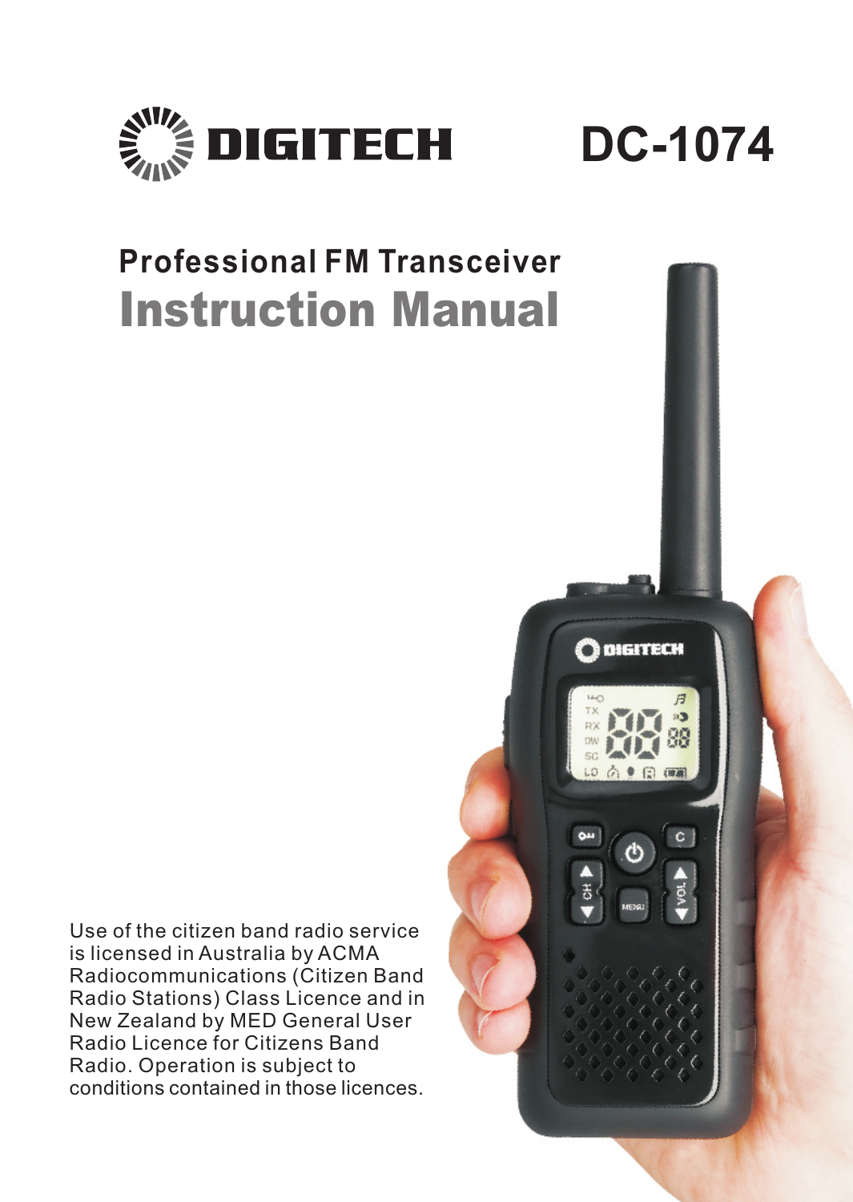# DIGITECH DC-1074

## Professional FM Transceiver

# Instruction Manual

Use of the citizen band radio service is licensed in Australia by ACMA Radiocommunications (Citizen Band Radio Stations) Class Licence and in New Zealand by MED General User Radio Licence for Citizens Band Radio. Operation is subject to conditions contained in those licences.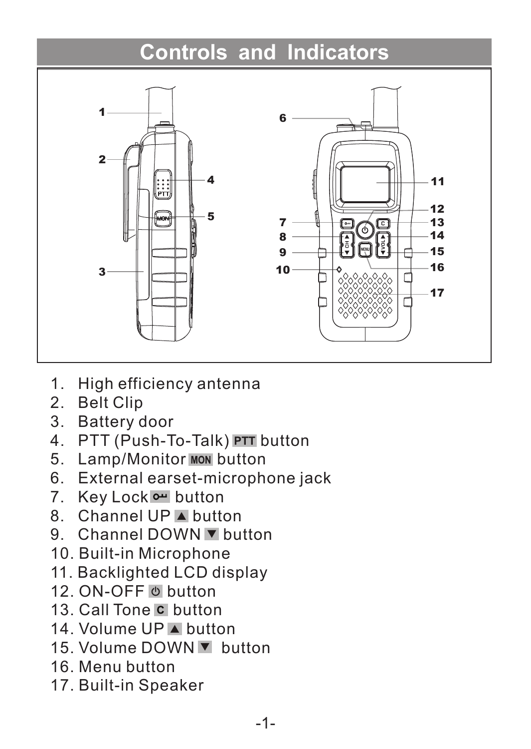# Controls and Indicators

1. High efficiency antenna
2. Belt Clip
3. Battery door
4. PTT (Push-To-Talk) PTT button
5. Lamp/Monitor MON button
6. External earset-microphone jack
7. Key Lock button
8. Channel UP ▲ button
9. Channel DOWN ▼ button
10. Built-in Microphone
11. Backlighted LCD display
12. ON-OFF button
13. Call Tone C button
14. Volume UP ▲ button
15. Volume DOWN ▼ button
16. Menu button
17. Built-in Speaker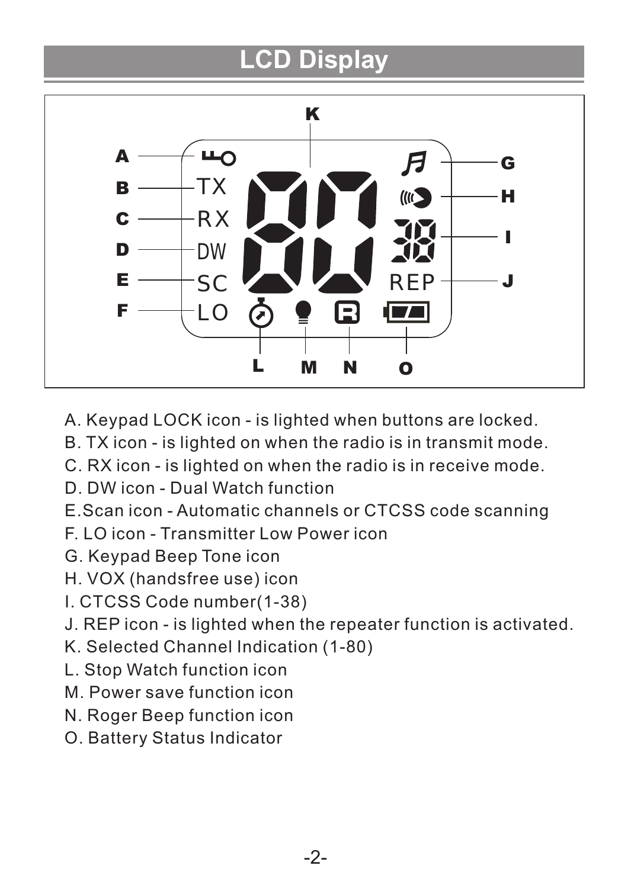# LCD Display

A. Keypad LOCK icon - is lighted when buttons are locked.
B. TX icon - is lighted on when the radio is in transmit mode.
C. RX icon - is lighted on when the radio is in receive mode.
D. DW icon - Dual Watch function
E.Scan icon - Automatic channels or CTCSS code scanning
F. LO icon - Transmitter Low Power icon
G. Keypad Beep Tone icon
H. VOX (handsfree use) icon
I. CTCSS Code number(1-38)
J. REP icon - is lighted when the repeater function is activated.
K. Selected Channel Indication (1-80)
L. Stop Watch function icon
M. Power save function icon
N. Roger Beep function icon
O. Battery Status Indicator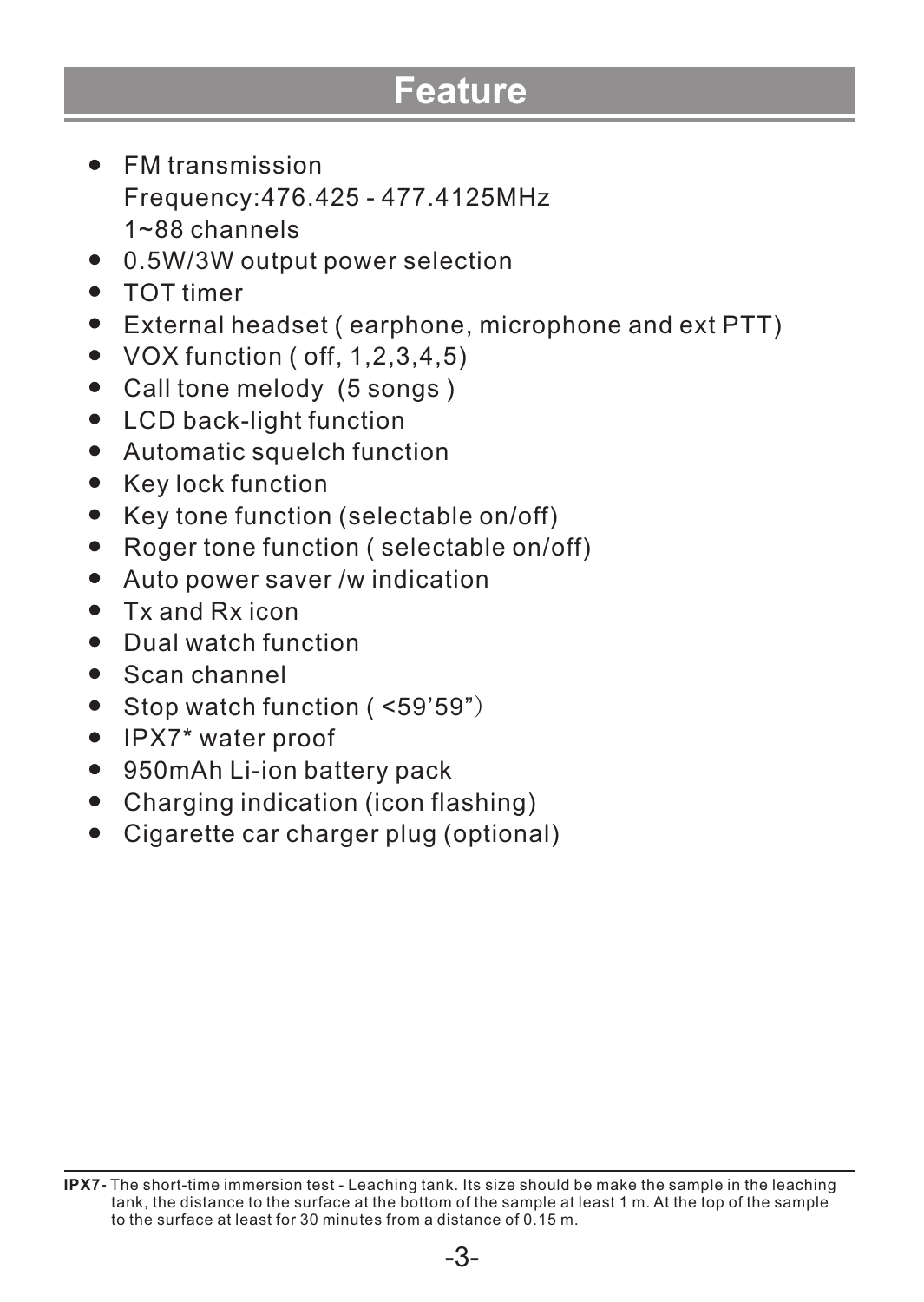# Feature

- FM transmission
  Frequency:476.425 - 477.4125MHz
  1~88 channels
- 0.5W/3W output power selection
- TOT timer
- External headset ( earphone, microphone and ext PTT)
- VOX function ( off, 1,2,3,4,5)
- Call tone melody (5 songs )
- LCD back-light function
- Automatic squelch function
- Key lock function
- Key tone function (selectable on/off)
- Roger tone function ( selectable on/off)
- Auto power saver /w indication
- Tx and Rx icon
- Dual watch function
- Scan channel
- Stop watch function ( <59'59"）
- IPX7* water proof
- 950mAh Li-ion battery pack
- Charging indication (icon flashing)
- Cigarette car charger plug (optional)

**IPX7-** The short-time immersion test - Leaching tank. Its size should be make the sample in the leaching tank, the distance to the surface at the bottom of the sample at least 1 m. At the top of the sample to the surface at least for 30 minutes from a distance of 0.15 m.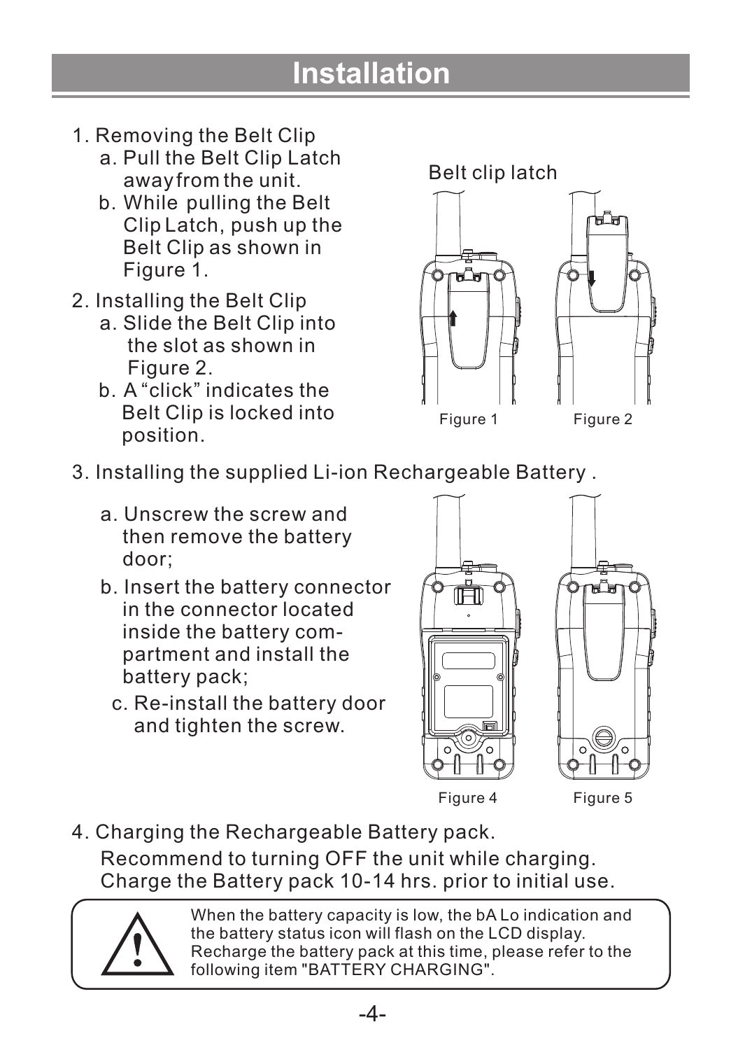# Installation

1. Removing the Belt Clip
   a. Pull the Belt Clip Latch away from the unit.
   b. While pulling the Belt Clip Latch, push up the Belt Clip as shown in Figure 1.
2. Installing the Belt Clip
   a. Slide the Belt Clip into the slot as shown in Figure 2.
   b. A "click" indicates the Belt Clip is locked into position.

Belt clip latch

Figure 1 Figure 2

3. Installing the supplied Li-ion Rechargeable Battery .
   a. Unscrew the screw and then remove the battery door;
   b. Insert the battery connector in the connector located inside the battery compartment and install the battery pack;
   c. Re-install the battery door and tighten the screw.

Figure 4 Figure 5

4. Charging the Rechargeable Battery pack.
   Recommend to turning OFF the unit while charging.
   Charge the Battery pack 10-14 hrs. prior to initial use.

When the battery capacity is low, the bA Lo indication and the battery status icon will flash on the LCD display. Recharge the battery pack at this time, please refer to the following item "BATTERY CHARGING".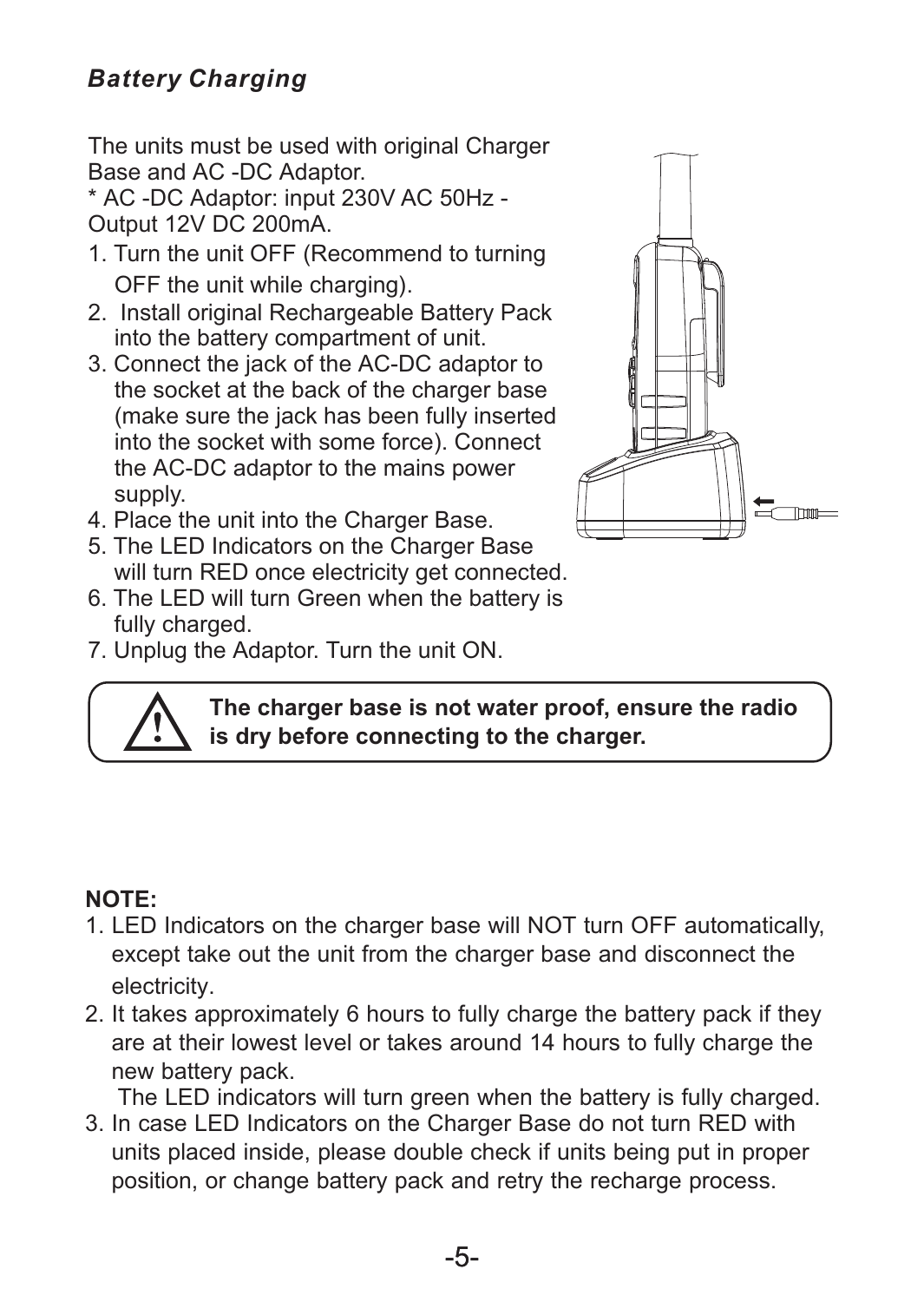### *Battery Charging*

The units must be used with original Charger Base and AC -DC Adaptor.
* AC -DC Adaptor: input 230V AC 50Hz - Output 12V DC 200mA.

1. Turn the unit OFF (Recommend to turning OFF the unit while charging).
2. Install original Rechargeable Battery Pack into the battery compartment of unit.
3. Connect the jack of the AC-DC adaptor to the socket at the back of the charger base (make sure the jack has been fully inserted into the socket with some force). Connect the AC-DC adaptor to the mains power supply.
4. Place the unit into the Charger Base.
5. The LED Indicators on the Charger Base will turn RED once electricity get connected.
6. The LED will turn Green when the battery is fully charged.
7. Unplug the Adaptor. Turn the unit ON.

> ⚠ **The charger base is not water proof, ensure the radio is dry before connecting to the charger.**

**NOTE:**

1. LED Indicators on the charger base will NOT turn OFF automatically, except take out the unit from the charger base and disconnect the electricity.
2. It takes approximately 6 hours to fully charge the battery pack if they are at their lowest level or takes around 14 hours to fully charge the new battery pack.
   The LED indicators will turn green when the battery is fully charged.
3. In case LED Indicators on the Charger Base do not turn RED with units placed inside, please double check if units being put in proper position, or change battery pack and retry the recharge process.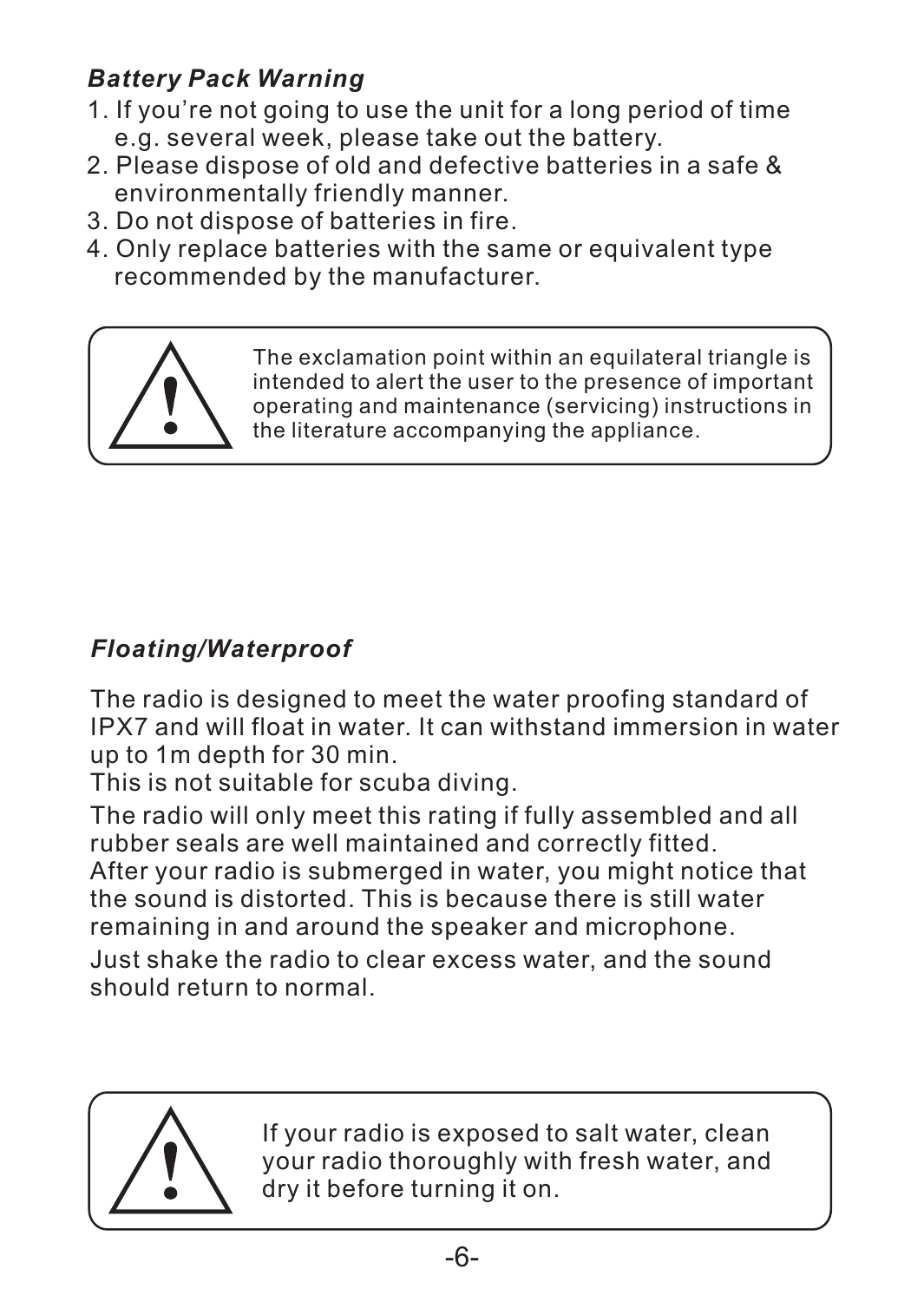### *Battery Pack Warning*

1. If you're not going to use the unit for a long period of time e.g. several week, please take out the battery.
2. Please dispose of old and defective batteries in a safe & environmentally friendly manner.
3. Do not dispose of batteries in fire.
4. Only replace batteries with the same or equivalent type recommended by the manufacturer.

The exclamation point within an equilateral triangle is intended to alert the user to the presence of important operating and maintenance (servicing) instructions in the literature accompanying the appliance.

### *Floating/Waterproof*

The radio is designed to meet the water proofing standard of IPX7 and will float in water. It can withstand immersion in water up to 1m depth for 30 min.
This is not suitable for scuba diving.

The radio will only meet this rating if fully assembled and all rubber seals are well maintained and correctly fitted.
After your radio is submerged in water, you might notice that the sound is distorted. This is because there is still water remaining in and around the speaker and microphone.

Just shake the radio to clear excess water, and the sound should return to normal.

If your radio is exposed to salt water, clean your radio thoroughly with fresh water, and dry it before turning it on.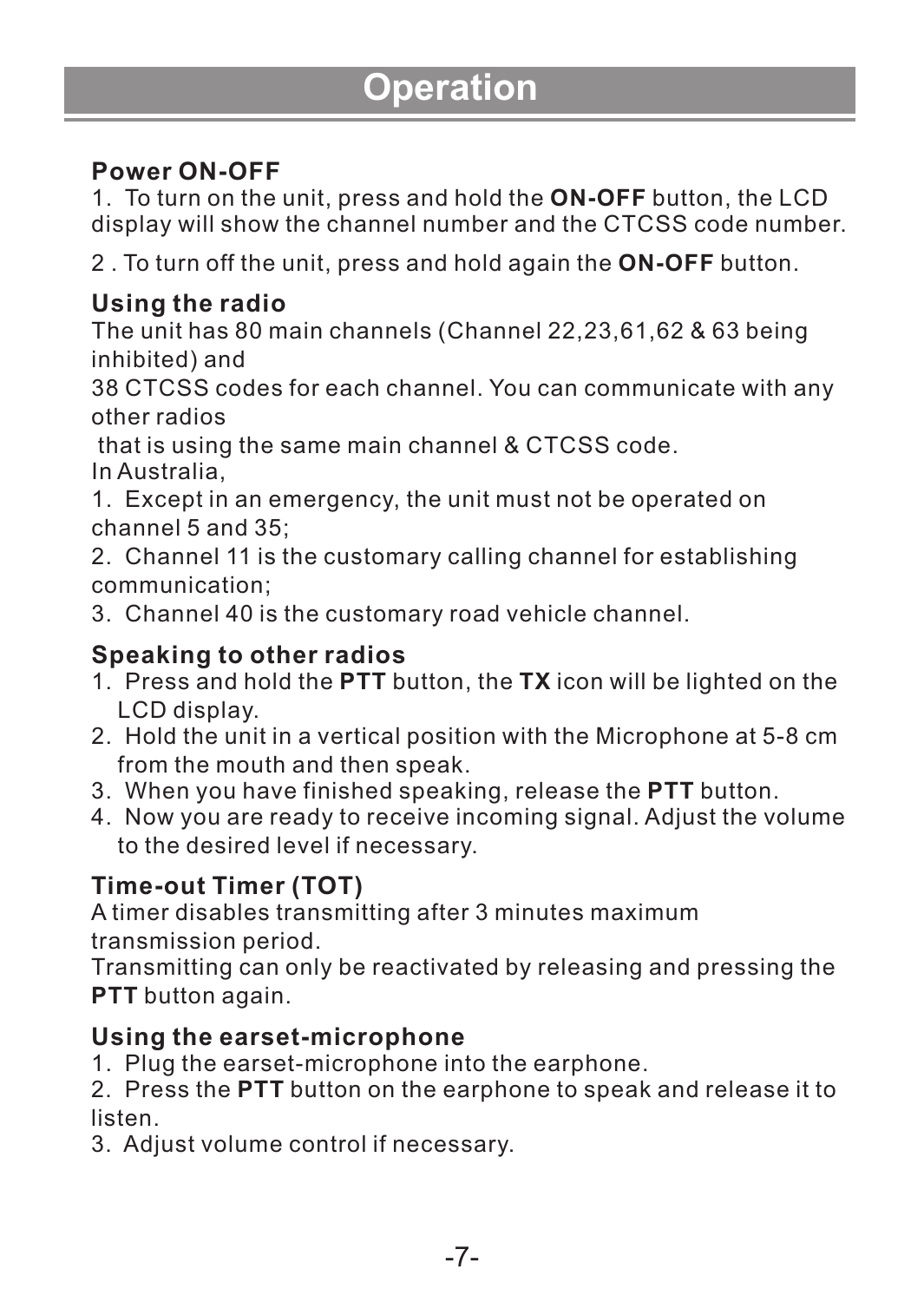# Operation

### Power ON-OFF

1. To turn on the unit, press and hold the **ON-OFF** button, the LCD display will show the channel number and the CTCSS code number.

2 . To turn off the unit, press and hold again the **ON-OFF** button.

### Using the radio

The unit has 80 main channels (Channel 22,23,61,62 & 63 being inhibited) and
38 CTCSS codes for each channel. You can communicate with any other radios
that is using the same main channel & CTCSS code.
In Australia,

1. Except in an emergency, the unit must not be operated on channel 5 and 35;
2. Channel 11 is the customary calling channel for establishing communication;
3. Channel 40 is the customary road vehicle channel.

### Speaking to other radios

1. Press and hold the **PTT** button, the **TX** icon will be lighted on the LCD display.
2. Hold the unit in a vertical position with the Microphone at 5-8 cm from the mouth and then speak.
3. When you have finished speaking, release the **PTT** button.
4. Now you are ready to receive incoming signal. Adjust the volume to the desired level if necessary.

### Time-out Timer (TOT)

A timer disables transmitting after 3 minutes maximum transmission period.
Transmitting can only be reactivated by releasing and pressing the **PTT** button again.

### Using the earset-microphone

1. Plug the earset-microphone into the earphone.
2. Press the **PTT** button on the earphone to speak and release it to listen.
3. Adjust volume control if necessary.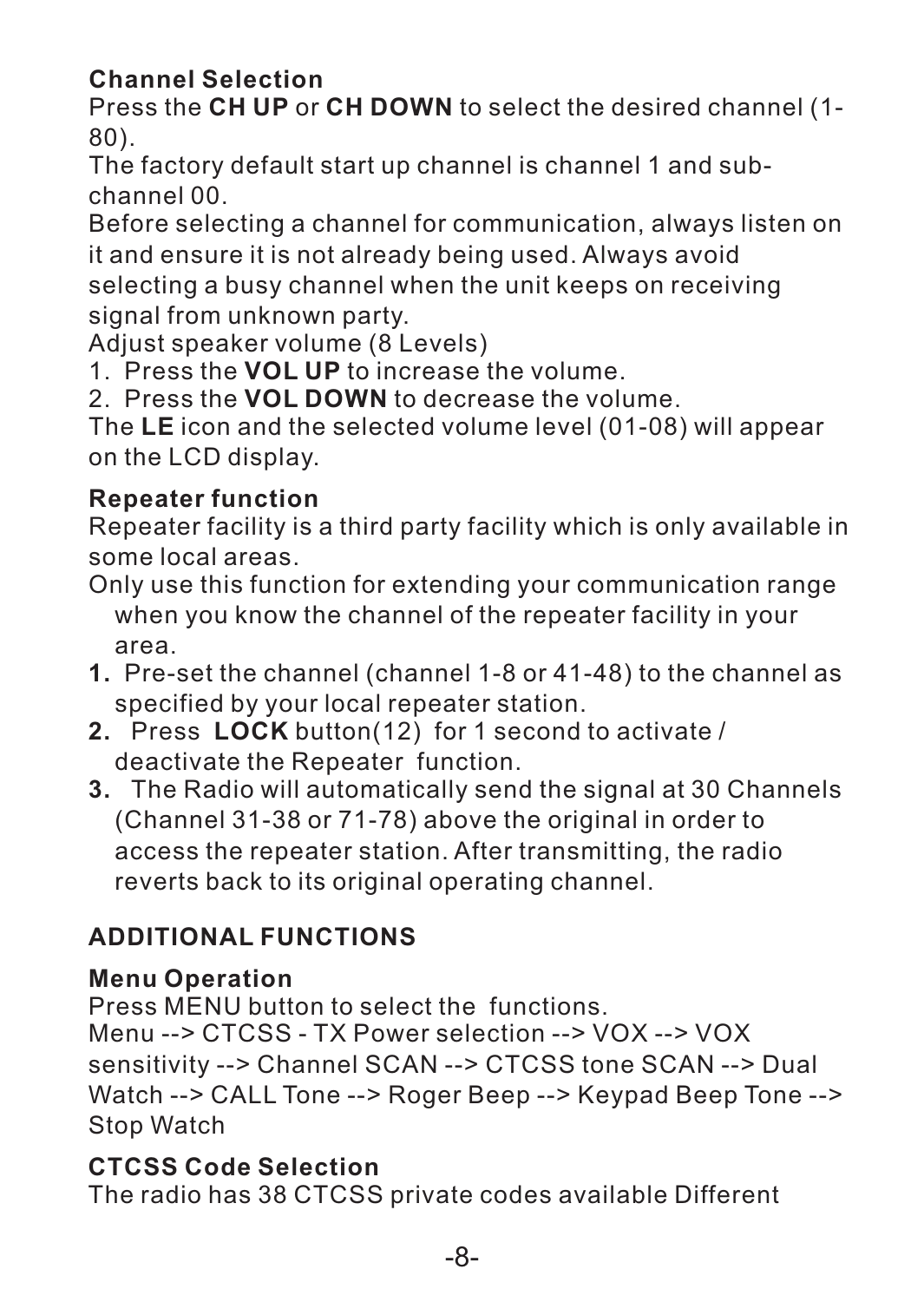### Channel Selection

Press the **CH UP** or **CH DOWN** to select the desired channel (1-80).

The factory default start up channel is channel 1 and sub-channel 00.

Before selecting a channel for communication, always listen on it and ensure it is not already being used. Always avoid selecting a busy channel when the unit keeps on receiving signal from unknown party.

Adjust speaker volume (8 Levels)

1. Press the **VOL UP** to increase the volume.
2. Press the **VOL DOWN** to decrease the volume.

The **LE** icon and the selected volume level (01-08) will appear on the LCD display.

### Repeater function

Repeater facility is a third party facility which is only available in some local areas.

Only use this function for extending your communication range when you know the channel of the repeater facility in your area.

1. Pre-set the channel (channel 1-8 or 41-48) to the channel as specified by your local repeater station.
2. Press **LOCK** button(12) for 1 second to activate / deactivate the Repeater function.
3. The Radio will automatically send the signal at 30 Channels (Channel 31-38 or 71-78) above the original in order to access the repeater station. After transmitting, the radio reverts back to its original operating channel.

## ADDITIONAL FUNCTIONS

### Menu Operation

Press MENU button to select the functions.

Menu --> CTCSS - TX Power selection --> VOX --> VOX sensitivity --> Channel SCAN --> CTCSS tone SCAN --> Dual Watch --> CALL Tone --> Roger Beep --> Keypad Beep Tone --> Stop Watch

### CTCSS Code Selection

The radio has 38 CTCSS private codes available Different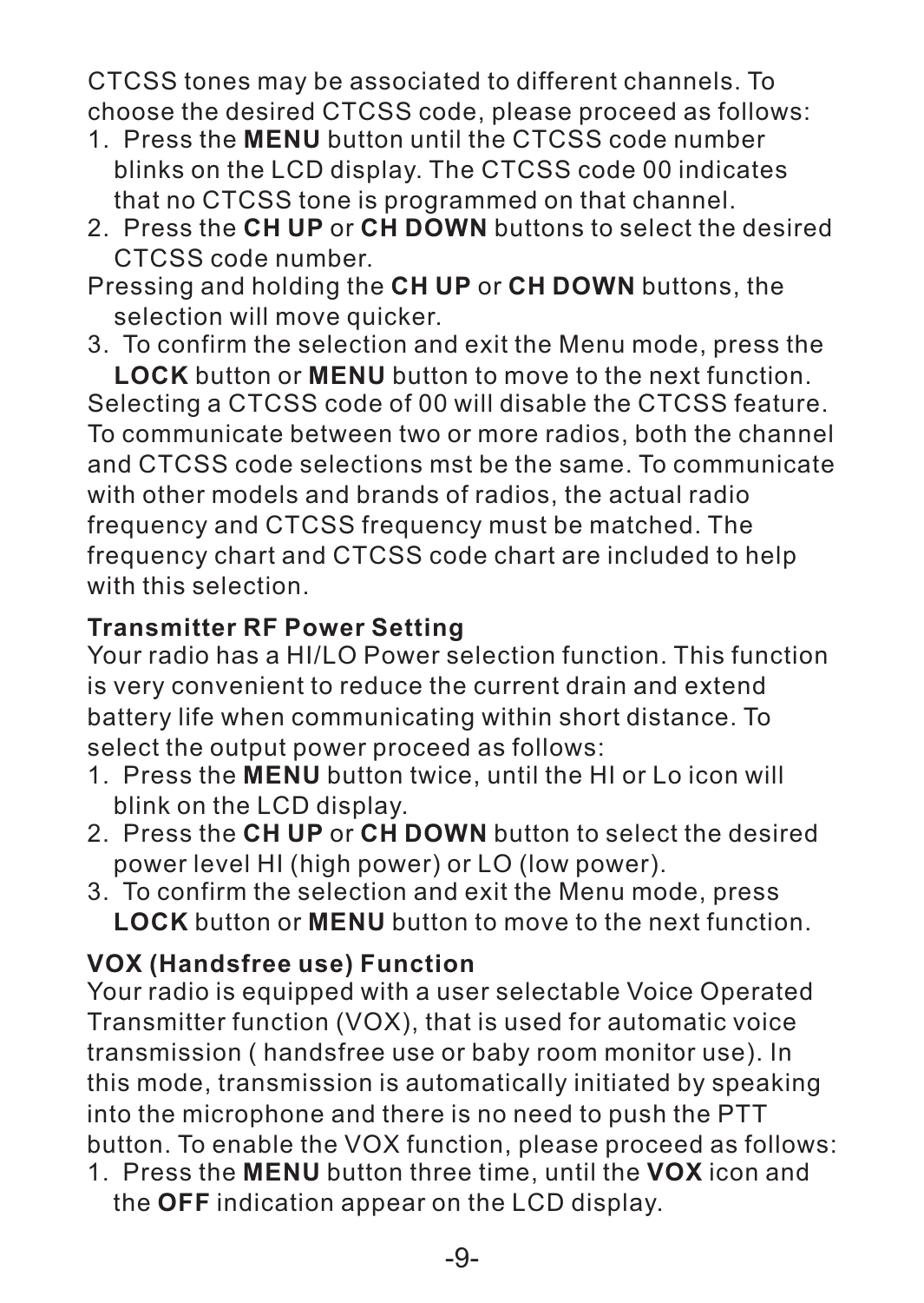CTCSS tones may be associated to different channels. To choose the desired CTCSS code, please proceed as follows:

1. Press the **MENU** button until the CTCSS code number blinks on the LCD display. The CTCSS code 00 indicates that no CTCSS tone is programmed on that channel.
2. Press the **CH UP** or **CH DOWN** buttons to select the desired CTCSS code number.

Pressing and holding the **CH UP** or **CH DOWN** buttons, the selection will move quicker.

3. To confirm the selection and exit the Menu mode, press the **LOCK** button or **MENU** button to move to the next function.

Selecting a CTCSS code of 00 will disable the CTCSS feature. To communicate between two or more radios, both the channel and CTCSS code selections mst be the same. To communicate with other models and brands of radios, the actual radio frequency and CTCSS frequency must be matched. The frequency chart and CTCSS code chart are included to help with this selection.

**Transmitter RF Power Setting**

Your radio has a HI/LO Power selection function. This function is very convenient to reduce the current drain and extend battery life when communicating within short distance. To select the output power proceed as follows:

1. Press the **MENU** button twice, until the HI or Lo icon will blink on the LCD display.
2. Press the **CH UP** or **CH DOWN** button to select the desired power level HI (high power) or LO (low power).
3. To confirm the selection and exit the Menu mode, press **LOCK** button or **MENU** button to move to the next function.

**VOX (Handsfree use) Function**

Your radio is equipped with a user selectable Voice Operated Transmitter function (VOX), that is used for automatic voice transmission ( handsfree use or baby room monitor use). In this mode, transmission is automatically initiated by speaking into the microphone and there is no need to push the PTT button. To enable the VOX function, please proceed as follows:

1. Press the **MENU** button three time, until the **VOX** icon and the **OFF** indication appear on the LCD display.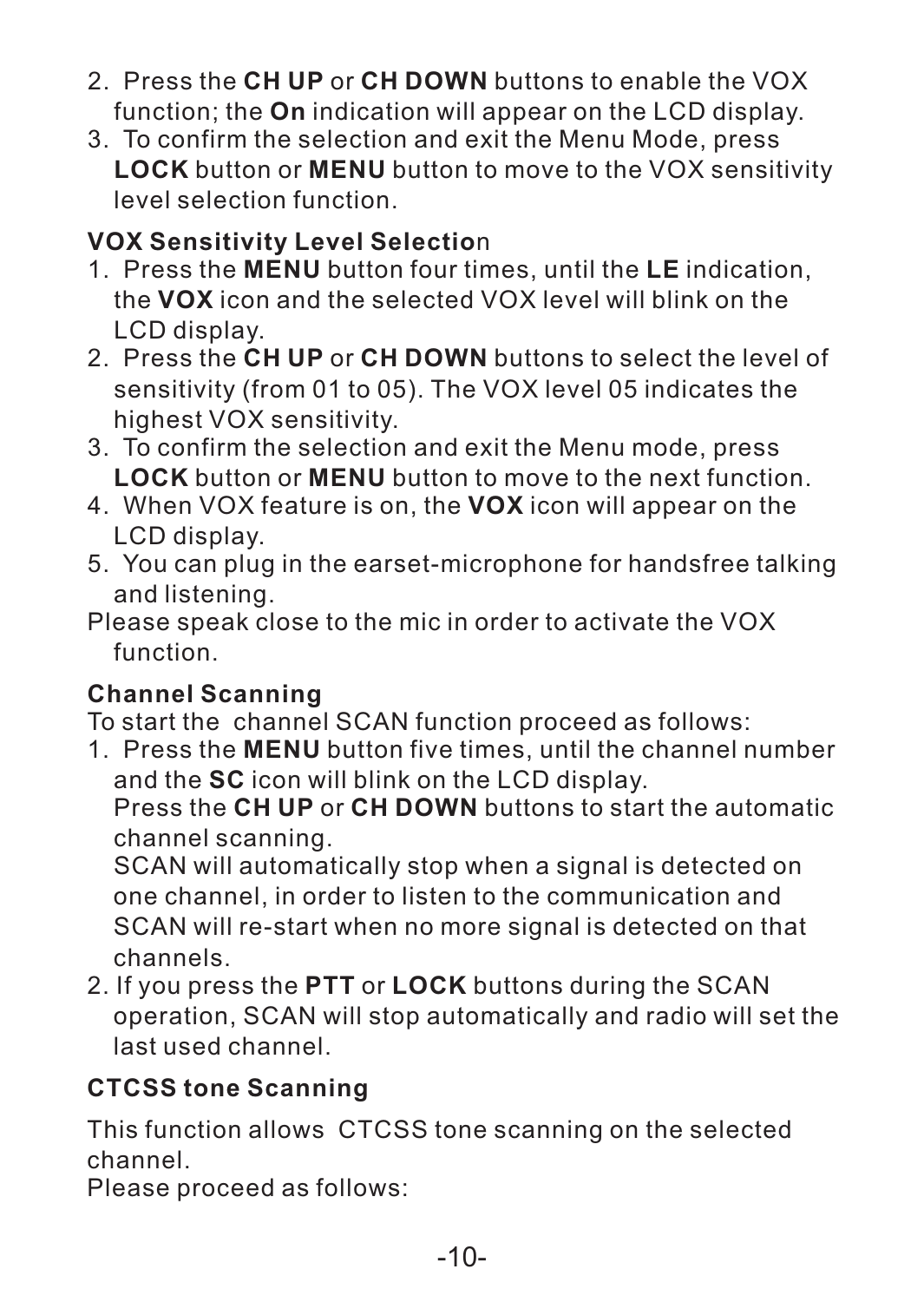2. Press the **CH UP** or **CH DOWN** buttons to enable the VOX function; the **On** indication will appear on the LCD display.
3. To confirm the selection and exit the Menu Mode, press **LOCK** button or **MENU** button to move to the VOX sensitivity level selection function.

**VOX Sensitivity Level Selection**

1. Press the **MENU** button four times, until the **LE** indication, the **VOX** icon and the selected VOX level will blink on the LCD display.
2. Press the **CH UP** or **CH DOWN** buttons to select the level of sensitivity (from 01 to 05). The VOX level 05 indicates the highest VOX sensitivity.
3. To confirm the selection and exit the Menu mode, press **LOCK** button or **MENU** button to move to the next function.
4. When VOX feature is on, the **VOX** icon will appear on the LCD display.
5. You can plug in the earset-microphone for handsfree talking and listening.

Please speak close to the mic in order to activate the VOX function.

**Channel Scanning**

To start the channel SCAN function proceed as follows:

1. Press the **MENU** button five times, until the channel number and the **SC** icon will blink on the LCD display.
   Press the **CH UP** or **CH DOWN** buttons to start the automatic channel scanning.
   SCAN will automatically stop when a signal is detected on one channel, in order to listen to the communication and SCAN will re-start when no more signal is detected on that channels.
2. If you press the **PTT** or **LOCK** buttons during the SCAN operation, SCAN will stop automatically and radio will set the last used channel.

**CTCSS tone Scanning**

This function allows CTCSS tone scanning on the selected channel.
Please proceed as follows: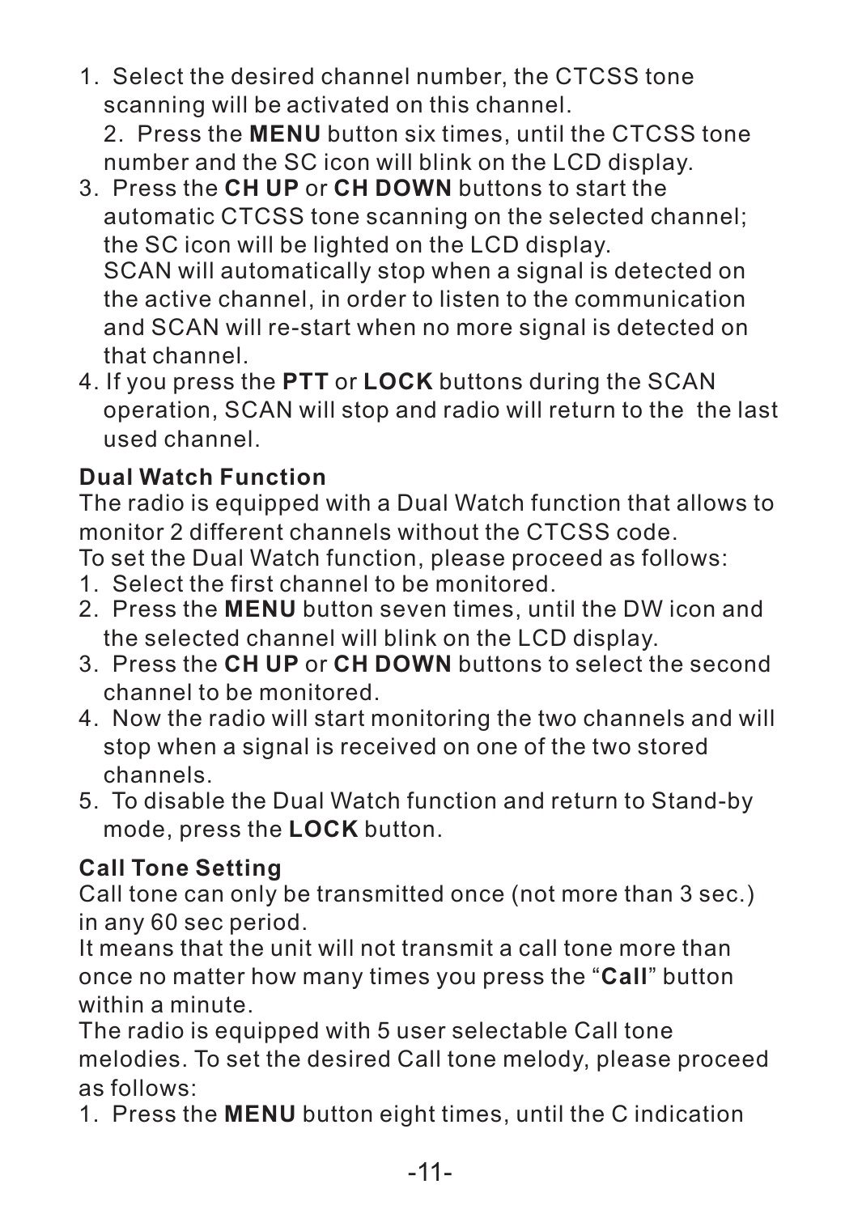1. Select the desired channel number, the CTCSS tone scanning will be activated on this channel.
2. Press the **MENU** button six times, until the CTCSS tone number and the SC icon will blink on the LCD display.
3. Press the **CH UP** or **CH DOWN** buttons to start the automatic CTCSS tone scanning on the selected channel; the SC icon will be lighted on the LCD display. SCAN will automatically stop when a signal is detected on the active channel, in order to listen to the communication and SCAN will re-start when no more signal is detected on that channel.
4. If you press the **PTT** or **LOCK** buttons during the SCAN operation, SCAN will stop and radio will return to the the last used channel.

**Dual Watch Function**

The radio is equipped with a Dual Watch function that allows to monitor 2 different channels without the CTCSS code.
To set the Dual Watch function, please proceed as follows:

1. Select the first channel to be monitored.
2. Press the **MENU** button seven times, until the DW icon and the selected channel will blink on the LCD display.
3. Press the **CH UP** or **CH DOWN** buttons to select the second channel to be monitored.
4. Now the radio will start monitoring the two channels and will stop when a signal is received on one of the two stored channels.
5. To disable the Dual Watch function and return to Stand-by mode, press the **LOCK** button.

**Call Tone Setting**

Call tone can only be transmitted once (not more than 3 sec.) in any 60 sec period.
It means that the unit will not transmit a call tone more than once no matter how many times you press the "**Call**" button within a minute.
The radio is equipped with 5 user selectable Call tone melodies. To set the desired Call tone melody, please proceed as follows:

1. Press the **MENU** button eight times, until the C indication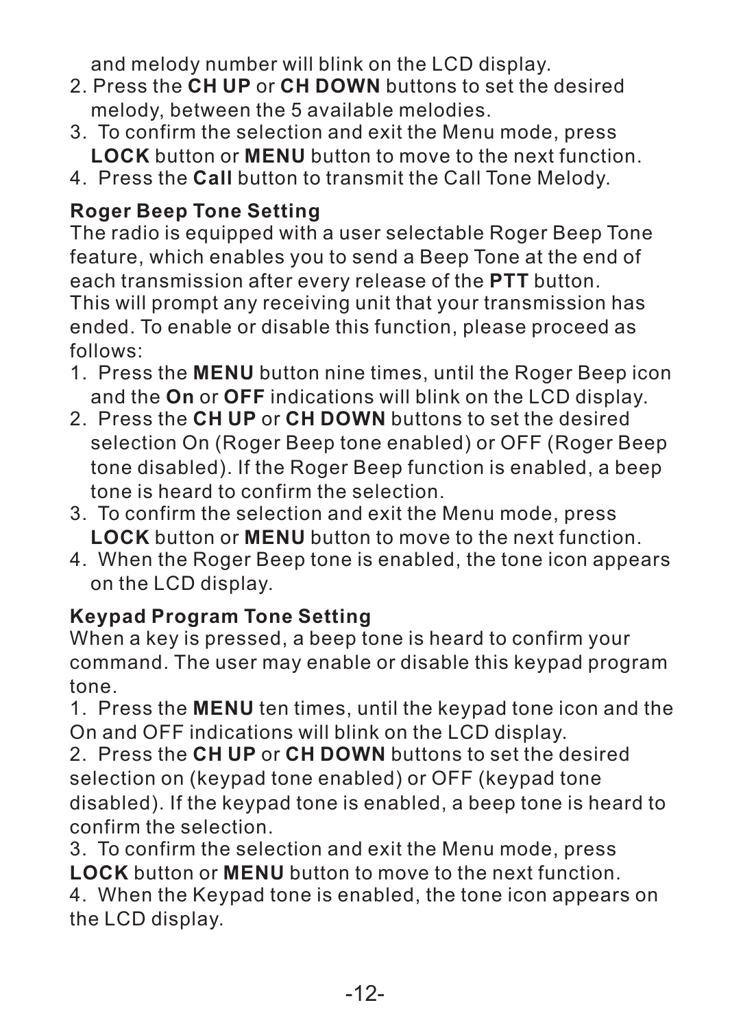and melody number will blink on the LCD display.

2. Press the **CH UP** or **CH DOWN** buttons to set the desired melody, between the 5 available melodies.
3. To confirm the selection and exit the Menu mode, press **LOCK** button or **MENU** button to move to the next function.
4. Press the **Call** button to transmit the Call Tone Melody.

**Roger Beep Tone Setting**

The radio is equipped with a user selectable Roger Beep Tone feature, which enables you to send a Beep Tone at the end of each transmission after every release of the **PTT** button. This will prompt any receiving unit that your transmission has ended. To enable or disable this function, please proceed as follows:

1. Press the **MENU** button nine times, until the Roger Beep icon and the **On** or **OFF** indications will blink on the LCD display.
2. Press the **CH UP** or **CH DOWN** buttons to set the desired selection On (Roger Beep tone enabled) or OFF (Roger Beep tone disabled). If the Roger Beep function is enabled, a beep tone is heard to confirm the selection.
3. To confirm the selection and exit the Menu mode, press **LOCK** button or **MENU** button to move to the next function.
4. When the Roger Beep tone is enabled, the tone icon appears on the LCD display.

**Keypad Program Tone Setting**

When a key is pressed, a beep tone is heard to confirm your command. The user may enable or disable this keypad program tone.

1. Press the **MENU** ten times, until the keypad tone icon and the On and OFF indications will blink on the LCD display.
2. Press the **CH UP** or **CH DOWN** buttons to set the desired selection on (keypad tone enabled) or OFF (keypad tone disabled). If the keypad tone is enabled, a beep tone is heard to confirm the selection.
3. To confirm the selection and exit the Menu mode, press **LOCK** button or **MENU** button to move to the next function.
4. When the Keypad tone is enabled, the tone icon appears on the LCD display.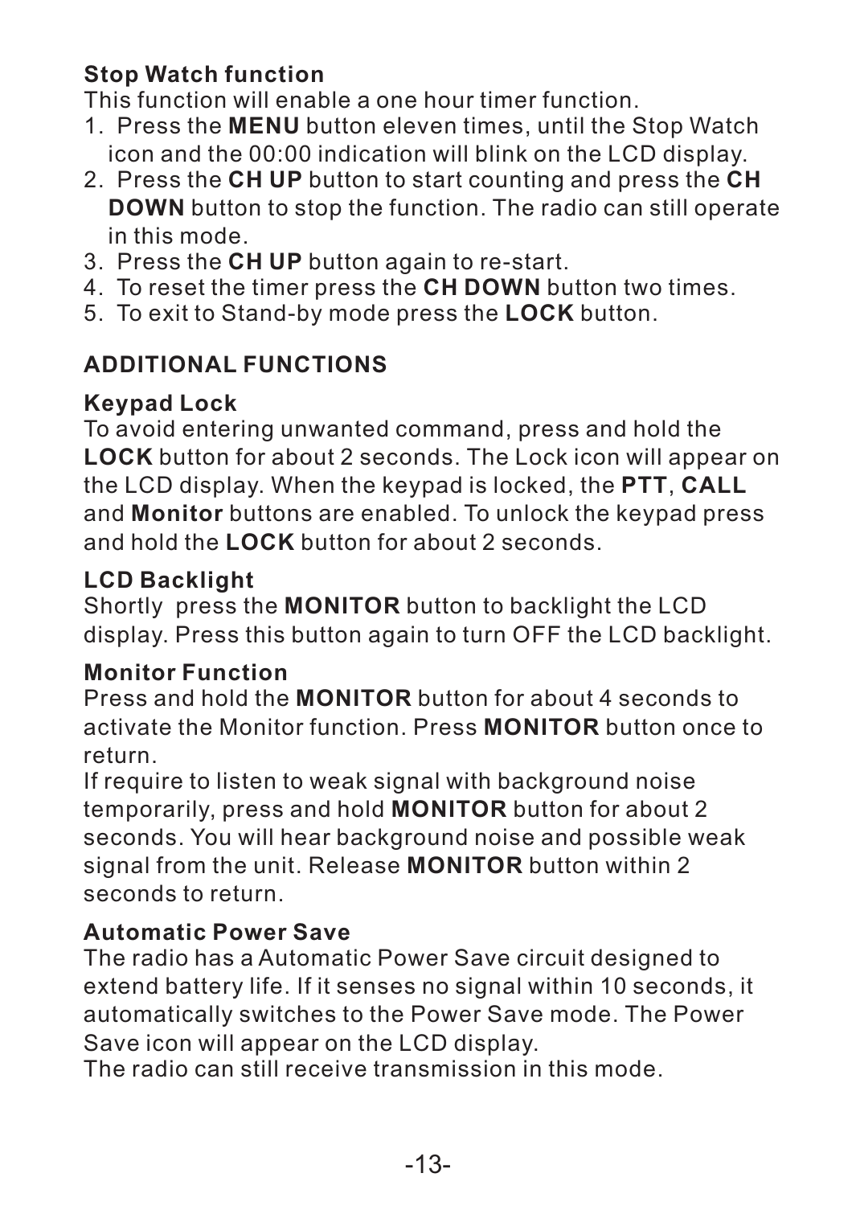### Stop Watch function

This function will enable a one hour timer function.

1. Press the **MENU** button eleven times, until the Stop Watch icon and the 00:00 indication will blink on the LCD display.
2. Press the **CH UP** button to start counting and press the **CH DOWN** button to stop the function. The radio can still operate in this mode.
3. Press the **CH UP** button again to re-start.
4. To reset the timer press the **CH DOWN** button two times.
5. To exit to Stand-by mode press the **LOCK** button.

## ADDITIONAL FUNCTIONS

### Keypad Lock

To avoid entering unwanted command, press and hold the **LOCK** button for about 2 seconds. The Lock icon will appear on the LCD display. When the keypad is locked, the **PTT**, **CALL** and **Monitor** buttons are enabled. To unlock the keypad press and hold the **LOCK** button for about 2 seconds.

### LCD Backlight

Shortly press the **MONITOR** button to backlight the LCD display. Press this button again to turn OFF the LCD backlight.

### Monitor Function

Press and hold the **MONITOR** button for about 4 seconds to activate the Monitor function. Press **MONITOR** button once to return.

If require to listen to weak signal with background noise temporarily, press and hold **MONITOR** button for about 2 seconds. You will hear background noise and possible weak signal from the unit. Release **MONITOR** button within 2 seconds to return.

### Automatic Power Save

The radio has a Automatic Power Save circuit designed to extend battery life. If it senses no signal within 10 seconds, it automatically switches to the Power Save mode. The Power Save icon will appear on the LCD display.

The radio can still receive transmission in this mode.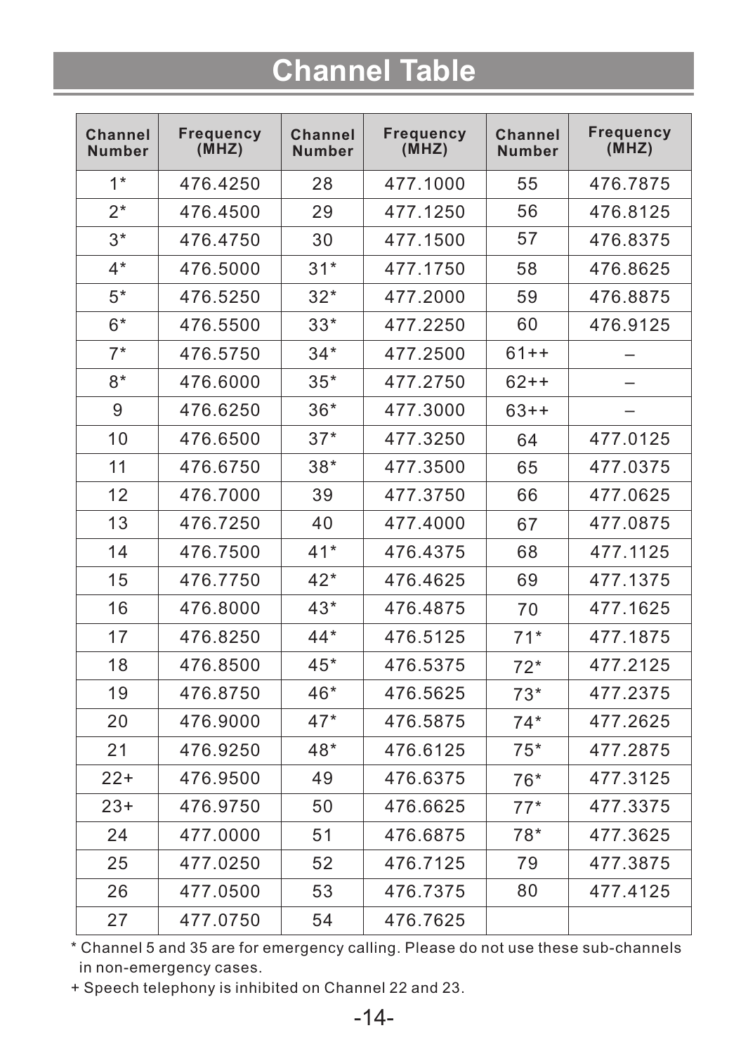# Channel Table

| Channel Number | Frequency (MHZ) | Channel Number | Frequency (MHZ) | Channel Number | Frequency (MHZ) |
|---|---|---|---|---|---|
| 1* | 476.4250 | 28 | 477.1000 | 55 | 476.7875 |
| 2* | 476.4500 | 29 | 477.1250 | 56 | 476.8125 |
| 3* | 476.4750 | 30 | 477.1500 | 57 | 476.8375 |
| 4* | 476.5000 | 31* | 477.1750 | 58 | 476.8625 |
| 5* | 476.5250 | 32* | 477.2000 | 59 | 476.8875 |
| 6* | 476.5500 | 33* | 477.2250 | 60 | 476.9125 |
| 7* | 476.5750 | 34* | 477.2500 | 61++ | – |
| 8* | 476.6000 | 35* | 477.2750 | 62++ | – |
| 9 | 476.6250 | 36* | 477.3000 | 63++ | – |
| 10 | 476.6500 | 37* | 477.3250 | 64 | 477.0125 |
| 11 | 476.6750 | 38* | 477.3500 | 65 | 477.0375 |
| 12 | 476.7000 | 39 | 477.3750 | 66 | 477.0625 |
| 13 | 476.7250 | 40 | 477.4000 | 67 | 477.0875 |
| 14 | 476.7500 | 41* | 476.4375 | 68 | 477.1125 |
| 15 | 476.7750 | 42* | 476.4625 | 69 | 477.1375 |
| 16 | 476.8000 | 43* | 476.4875 | 70 | 477.1625 |
| 17 | 476.8250 | 44* | 476.5125 | 71* | 477.1875 |
| 18 | 476.8500 | 45* | 476.5375 | 72* | 477.2125 |
| 19 | 476.8750 | 46* | 476.5625 | 73* | 477.2375 |
| 20 | 476.9000 | 47* | 476.5875 | 74* | 477.2625 |
| 21 | 476.9250 | 48* | 476.6125 | 75* | 477.2875 |
| 22+ | 476.9500 | 49 | 476.6375 | 76* | 477.3125 |
| 23+ | 476.9750 | 50 | 476.6625 | 77* | 477.3375 |
| 24 | 477.0000 | 51 | 476.6875 | 78* | 477.3625 |
| 25 | 477.0250 | 52 | 476.7125 | 79 | 477.3875 |
| 26 | 477.0500 | 53 | 476.7375 | 80 | 477.4125 |
| 27 | 477.0750 | 54 | 476.7625 | | |

* Channel 5 and 35 are for emergency calling. Please do not use these sub-channels in non-emergency cases.

+ Speech telephony is inhibited on Channel 22 and 23.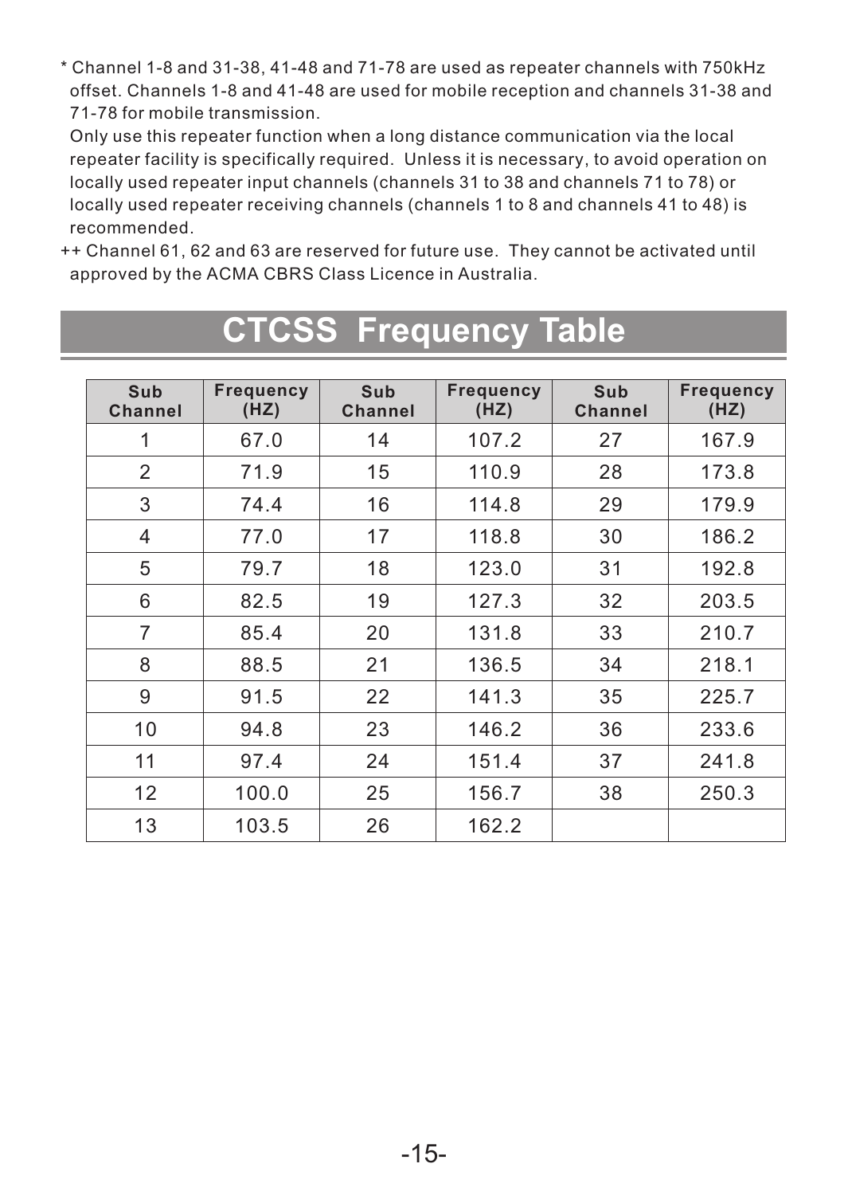\* Channel 1-8 and 31-38, 41-48 and 71-78 are used as repeater channels with 750kHz offset. Channels 1-8 and 41-48 are used for mobile reception and channels 31-38 and 71-78 for mobile transmission.

Only use this repeater function when a long distance communication via the local repeater facility is specifically required. Unless it is necessary, to avoid operation on locally used repeater input channels (channels 31 to 38 and channels 71 to 78) or locally used repeater receiving channels (channels 1 to 8 and channels 41 to 48) is recommended.

++ Channel 61, 62 and 63 are reserved for future use. They cannot be activated until approved by the ACMA CBRS Class Licence in Australia.

# CTCSS Frequency Table

| Sub Channel | Frequency (HZ) | Sub Channel | Frequency (HZ) | Sub Channel | Frequency (HZ) |
|---|---|---|---|---|---|
| 1 | 67.0 | 14 | 107.2 | 27 | 167.9 |
| 2 | 71.9 | 15 | 110.9 | 28 | 173.8 |
| 3 | 74.4 | 16 | 114.8 | 29 | 179.9 |
| 4 | 77.0 | 17 | 118.8 | 30 | 186.2 |
| 5 | 79.7 | 18 | 123.0 | 31 | 192.8 |
| 6 | 82.5 | 19 | 127.3 | 32 | 203.5 |
| 7 | 85.4 | 20 | 131.8 | 33 | 210.7 |
| 8 | 88.5 | 21 | 136.5 | 34 | 218.1 |
| 9 | 91.5 | 22 | 141.3 | 35 | 225.7 |
| 10 | 94.8 | 23 | 146.2 | 36 | 233.6 |
| 11 | 97.4 | 24 | 151.4 | 37 | 241.8 |
| 12 | 100.0 | 25 | 156.7 | 38 | 250.3 |
| 13 | 103.5 | 26 | 162.2 | | |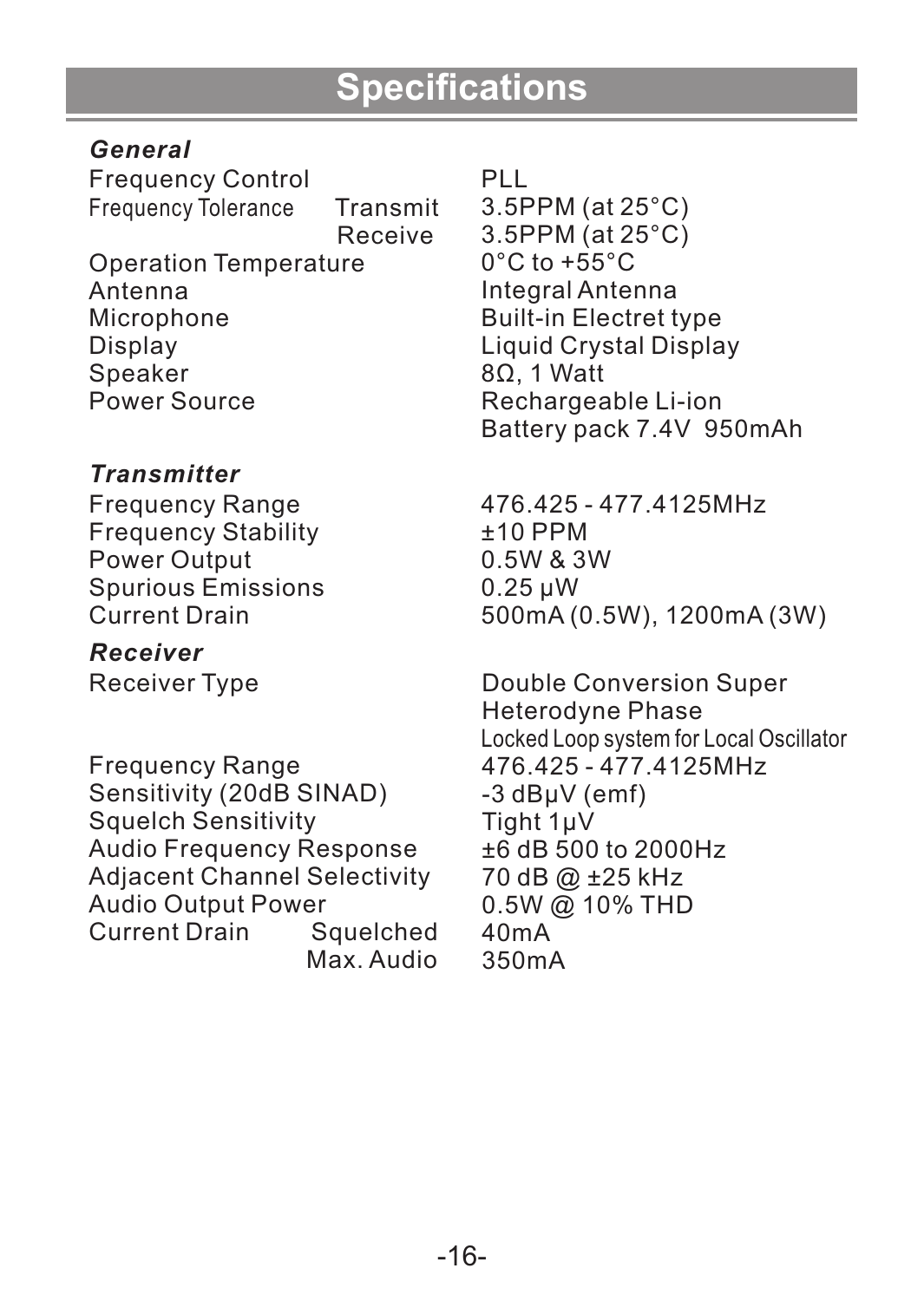# Specifications

### *General*

| | | |
|---|---|---|
| Frequency Control | | PLL |
| Frequency Tolerance | Transmit | 3.5PPM (at 25°C) |
| | Receive | 3.5PPM (at 25°C) |
| Operation Temperature | | 0°C to +55°C |
| Antenna | | Integral Antenna |
| Microphone | | Built-in Electret type |
| Display | | Liquid Crystal Display |
| Speaker | | 8Ω, 1 Watt |
| Power Source | | Rechargeable Li-ion Battery pack 7.4V 950mAh |

### *Transmitter*

| | |
|---|---|
| Frequency Range | 476.425 - 477.4125MHz |
| Frequency Stability | ±10 PPM |
| Power Output | 0.5W & 3W |
| Spurious Emissions | 0.25 μW |
| Current Drain | 500mA (0.5W), 1200mA (3W) |

### *Receiver*

| | | |
|---|---|---|
| Receiver Type | | Double Conversion Super Heterodyne Phase Locked Loop system for Local Oscillator |
| Frequency Range | | 476.425 - 477.4125MHz |
| Sensitivity (20dB SINAD) | | -3 dBμV (emf) |
| Squelch Sensitivity | | Tight 1μV |
| Audio Frequency Response | | ±6 dB 500 to 2000Hz |
| Adjacent Channel Selectivity | | 70 dB @ ±25 kHz |
| Audio Output Power | | 0.5W @ 10% THD |
| Current Drain | Squelched | 40mA |
| | Max. Audio | 350mA |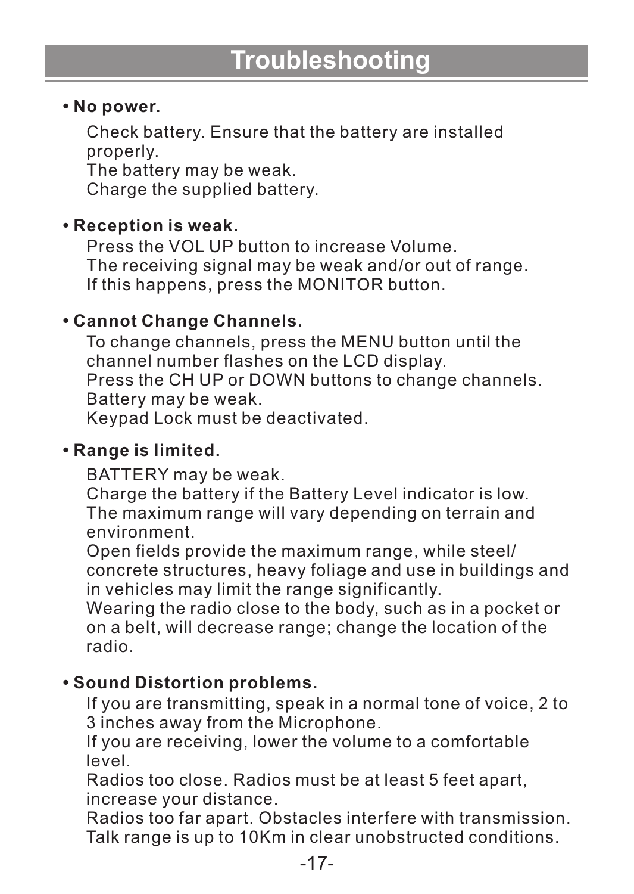# Troubleshooting

- **No power.**

  Check battery. Ensure that the battery are installed properly.
  The battery may be weak.
  Charge the supplied battery.

- **Reception is weak.**

  Press the VOL UP button to increase Volume.
  The receiving signal may be weak and/or out of range.
  If this happens, press the MONITOR button.

- **Cannot Change Channels.**

  To change channels, press the MENU button until the channel number flashes on the LCD display.
  Press the CH UP or DOWN buttons to change channels.
  Battery may be weak.
  Keypad Lock must be deactivated.

- **Range is limited.**

  BATTERY may be weak.
  Charge the battery if the Battery Level indicator is low.
  The maximum range will vary depending on terrain and environment.
  Open fields provide the maximum range, while steel/ concrete structures, heavy foliage and use in buildings and in vehicles may limit the range significantly.
  Wearing the radio close to the body, such as in a pocket or on a belt, will decrease range; change the location of the radio.

- **Sound Distortion problems.**

  If you are transmitting, speak in a normal tone of voice, 2 to 3 inches away from the Microphone.
  If you are receiving, lower the volume to a comfortable level.
  Radios too close. Radios must be at least 5 feet apart, increase your distance.
  Radios too far apart. Obstacles interfere with transmission.
  Talk range is up to 10Km in clear unobstructed conditions.